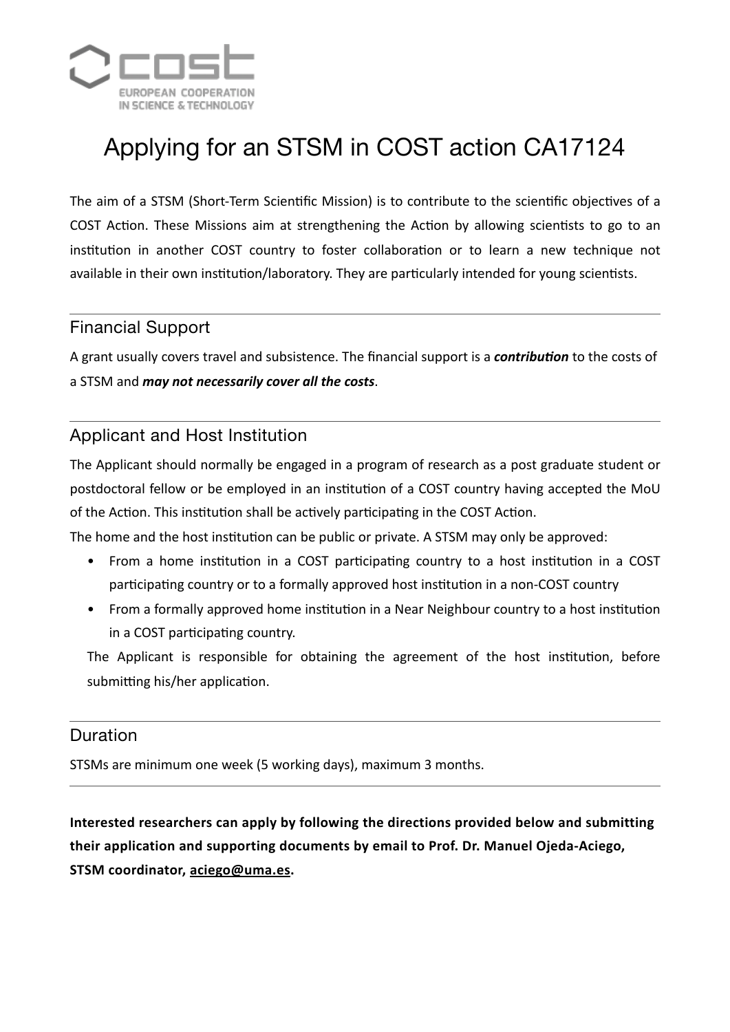# Applying for an STSM in COST action CA17124

The aim of a STSM (Short-Term Scientific Mission) is to contribute to the scientific objectives of a COST Action. These Missions aim at strengthening the Action by allowing scientists to go to an institution in another COST country to foster collaboration or to learn a new technique not available in their own institution/laboratory. They are particularly intended for young scientists.

---

## Financial Support

A grant usually covers travel and subsistence. The financial support is a ***contribution*** to the costs of a STSM and ***may not necessarily cover all the costs***.

---

## Applicant and Host Institution

The Applicant should normally be engaged in a program of research as a post graduate student or postdoctoral fellow or be employed in an institution of a COST country having accepted the MoU of the Action. This institution shall be actively participating in the COST Action.

The home and the host institution can be public or private. A STSM may only be approved:

- From a home institution in a COST participating country to a host institution in a COST participating country or to a formally approved host institution in a non-COST country
- From a formally approved home institution in a Near Neighbour country to a host institution in a COST participating country.

The Applicant is responsible for obtaining the agreement of the host institution, before submitting his/her application.

---

## Duration

STSMs are minimum one week (5 working days), maximum 3 months.

---

**Interested researchers can apply by following the directions provided below and submitting their application and supporting documents by email to Prof. Dr. Manuel Ojeda-Aciego, STSM coordinator, aciego@uma.es.**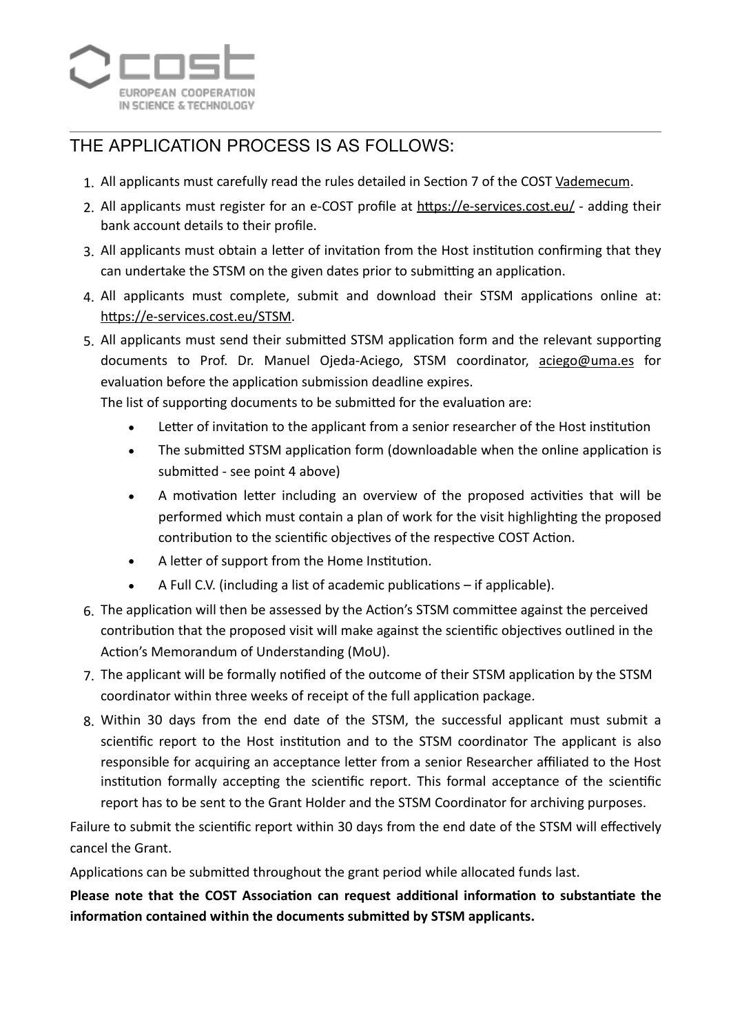## THE APPLICATION PROCESS IS AS FOLLOWS:

1. All applicants must carefully read the rules detailed in Section 7 of the COST Vademecum.
2. All applicants must register for an e-COST profile at https://e-services.cost.eu/ - adding their bank account details to their profile.
3. All applicants must obtain a letter of invitation from the Host institution confirming that they can undertake the STSM on the given dates prior to submitting an application.
4. All applicants must complete, submit and download their STSM applications online at: https://e-services.cost.eu/STSM.
5. All applicants must send their submitted STSM application form and the relevant supporting documents to Prof. Dr. Manuel Ojeda-Aciego, STSM coordinator, aciego@uma.es for evaluation before the application submission deadline expires.
   The list of supporting documents to be submitted for the evaluation are:
   - Letter of invitation to the applicant from a senior researcher of the Host institution
   - The submitted STSM application form (downloadable when the online application is submitted - see point 4 above)
   - A motivation letter including an overview of the proposed activities that will be performed which must contain a plan of work for the visit highlighting the proposed contribution to the scientific objectives of the respective COST Action.
   - A letter of support from the Home Institution.
   - A Full C.V. (including a list of academic publications – if applicable).
6. The application will then be assessed by the Action's STSM committee against the perceived contribution that the proposed visit will make against the scientific objectives outlined in the Action's Memorandum of Understanding (MoU).
7. The applicant will be formally notified of the outcome of their STSM application by the STSM coordinator within three weeks of receipt of the full application package.
8. Within 30 days from the end date of the STSM, the successful applicant must submit a scientific report to the Host institution and to the STSM coordinator The applicant is also responsible for acquiring an acceptance letter from a senior Researcher affiliated to the Host institution formally accepting the scientific report. This formal acceptance of the scientific report has to be sent to the Grant Holder and the STSM Coordinator for archiving purposes.

Failure to submit the scientific report within 30 days from the end date of the STSM will effectively cancel the Grant.

Applications can be submitted throughout the grant period while allocated funds last.

**Please note that the COST Association can request additional information to substantiate the information contained within the documents submitted by STSM applicants.**